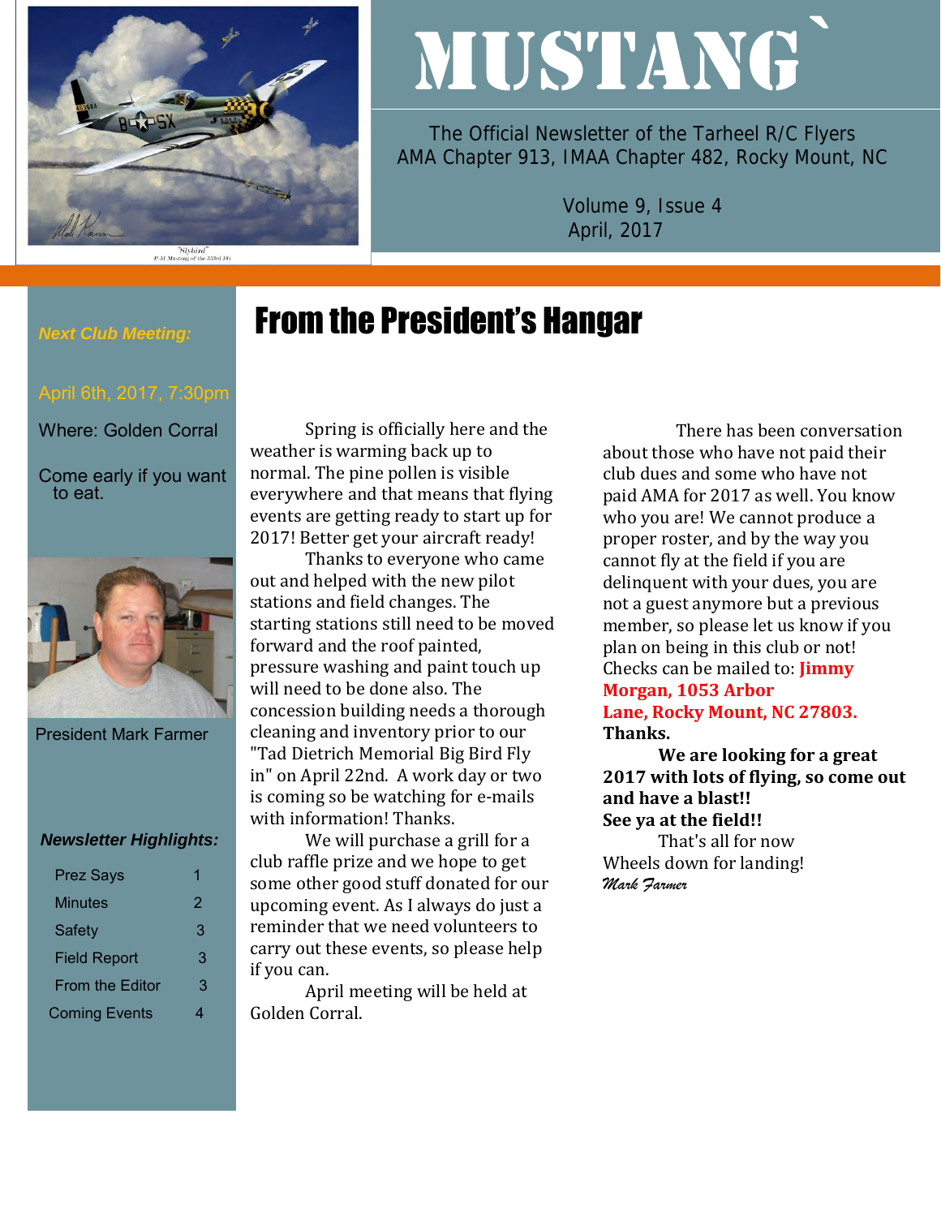# MUSTANG

The Official Newsletter of the Tarheel R/C Flyers
AMA Chapter 913, IMAA Chapter 482, Rocky Mount, NC

Volume 9, Issue 4
April, 2017

***Next Club Meeting:***

April 6th, 2017, 7:30pm

Where: Golden Corral

Come early if you want to eat.

President Mark Farmer

***Newsletter Highlights:***

| | |
|---|---|
| Prez Says | 1 |
| Minutes | 2 |
| Safety | 3 |
| Field Report | 3 |
| From the Editor | 3 |
| Coming Events | 4 |

## From the President's Hangar

Spring is officially here and the weather is warming back up to normal. The pine pollen is visible everywhere and that means that flying events are getting ready to start up for 2017! Better get your aircraft ready!

Thanks to everyone who came out and helped with the new pilot stations and field changes. The starting stations still need to be moved forward and the roof painted, pressure washing and paint touch up will need to be done also. The concession building needs a thorough cleaning and inventory prior to our "Tad Dietrich Memorial Big Bird Fly in" on April 22nd. A work day or two is coming so be watching for e-mails with information! Thanks.

We will purchase a grill for a club raffle prize and we hope to get some other good stuff donated for our upcoming event. As I always do just a reminder that we need volunteers to carry out these events, so please help if you can.

April meeting will be held at Golden Corral.

There has been conversation about those who have not paid their club dues and some who have not paid AMA for 2017 as well. You know who you are! We cannot produce a proper roster, and by the way you cannot fly at the field if you are delinquent with your dues, you are not a guest anymore but a previous member, so please let us know if you plan on being in this club or not! Checks can be mailed to: **Jimmy Morgan, 1053 Arbor Lane, Rocky Mount, NC 27803.** **Thanks.**

**We are looking for a great 2017 with lots of flying, so come out and have a blast!!**
**See ya at the field!!**

That's all for now
Wheels down for landing!
*Mark Farmer*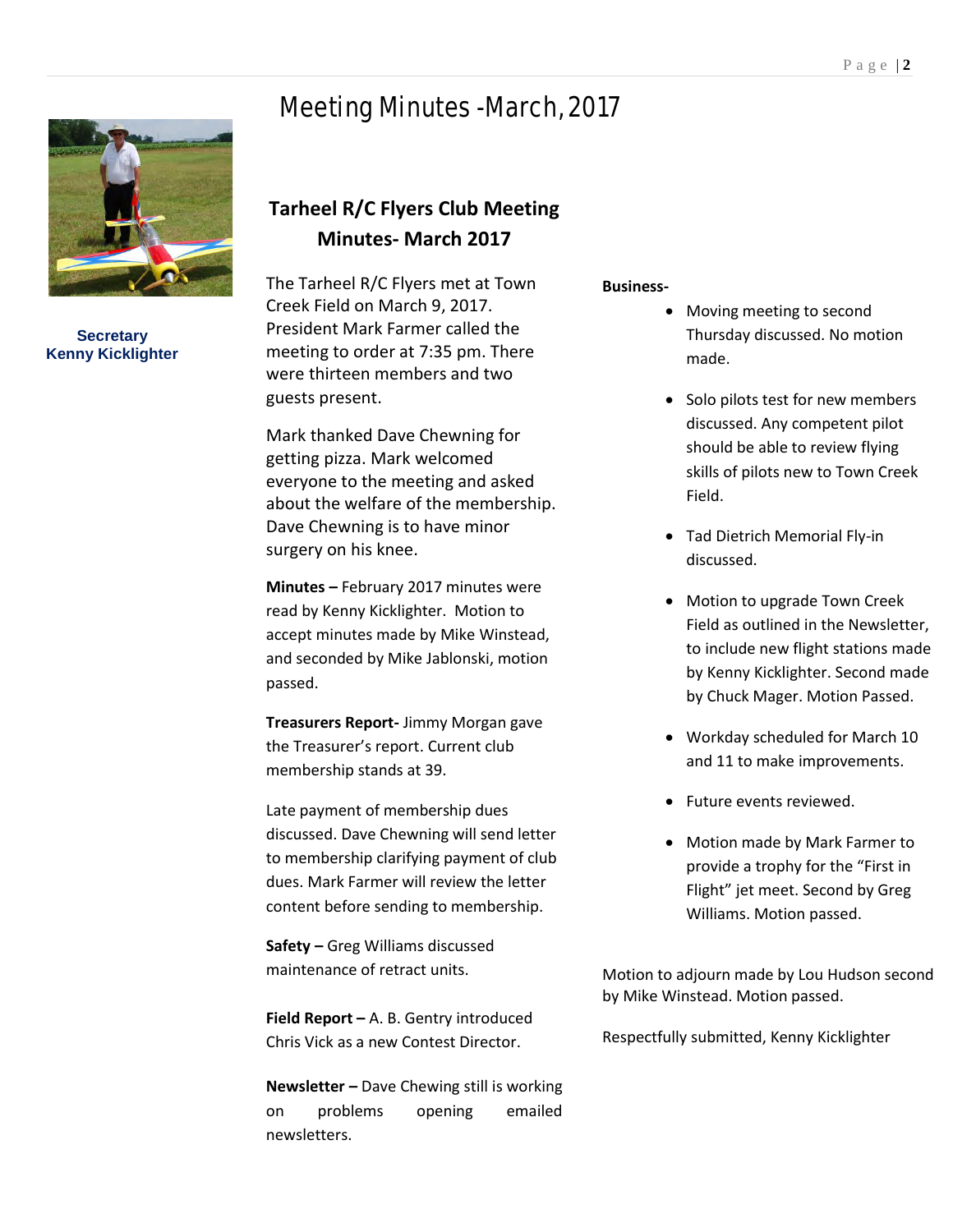# Meeting Minutes -March, 2017

Secretary
Kenny Kicklighter

## Tarheel R/C Flyers Club Meeting Minutes- March 2017

The Tarheel R/C Flyers met at Town Creek Field on March 9, 2017. President Mark Farmer called the meeting to order at 7:35 pm. There were thirteen members and two guests present.

Mark thanked Dave Chewning for getting pizza. Mark welcomed everyone to the meeting and asked about the welfare of the membership. Dave Chewning is to have minor surgery on his knee.

**Minutes –** February 2017 minutes were read by Kenny Kicklighter. Motion to accept minutes made by Mike Winstead, and seconded by Mike Jablonski, motion passed.

**Treasurers Report-** Jimmy Morgan gave the Treasurer's report. Current club membership stands at 39.

Late payment of membership dues discussed. Dave Chewning will send letter to membership clarifying payment of club dues. Mark Farmer will review the letter content before sending to membership.

**Safety –** Greg Williams discussed maintenance of retract units.

**Field Report –** A. B. Gentry introduced Chris Vick as a new Contest Director.

**Newsletter –** Dave Chewing still is working on problems opening emailed newsletters.

**Business-**

- Moving meeting to second Thursday discussed. No motion made.
- Solo pilots test for new members discussed. Any competent pilot should be able to review flying skills of pilots new to Town Creek Field.
- Tad Dietrich Memorial Fly-in discussed.
- Motion to upgrade Town Creek Field as outlined in the Newsletter, to include new flight stations made by Kenny Kicklighter. Second made by Chuck Mager. Motion Passed.
- Workday scheduled for March 10 and 11 to make improvements.
- Future events reviewed.
- Motion made by Mark Farmer to provide a trophy for the "First in Flight" jet meet. Second by Greg Williams. Motion passed.

Motion to adjourn made by Lou Hudson second by Mike Winstead. Motion passed.

Respectfully submitted, Kenny Kicklighter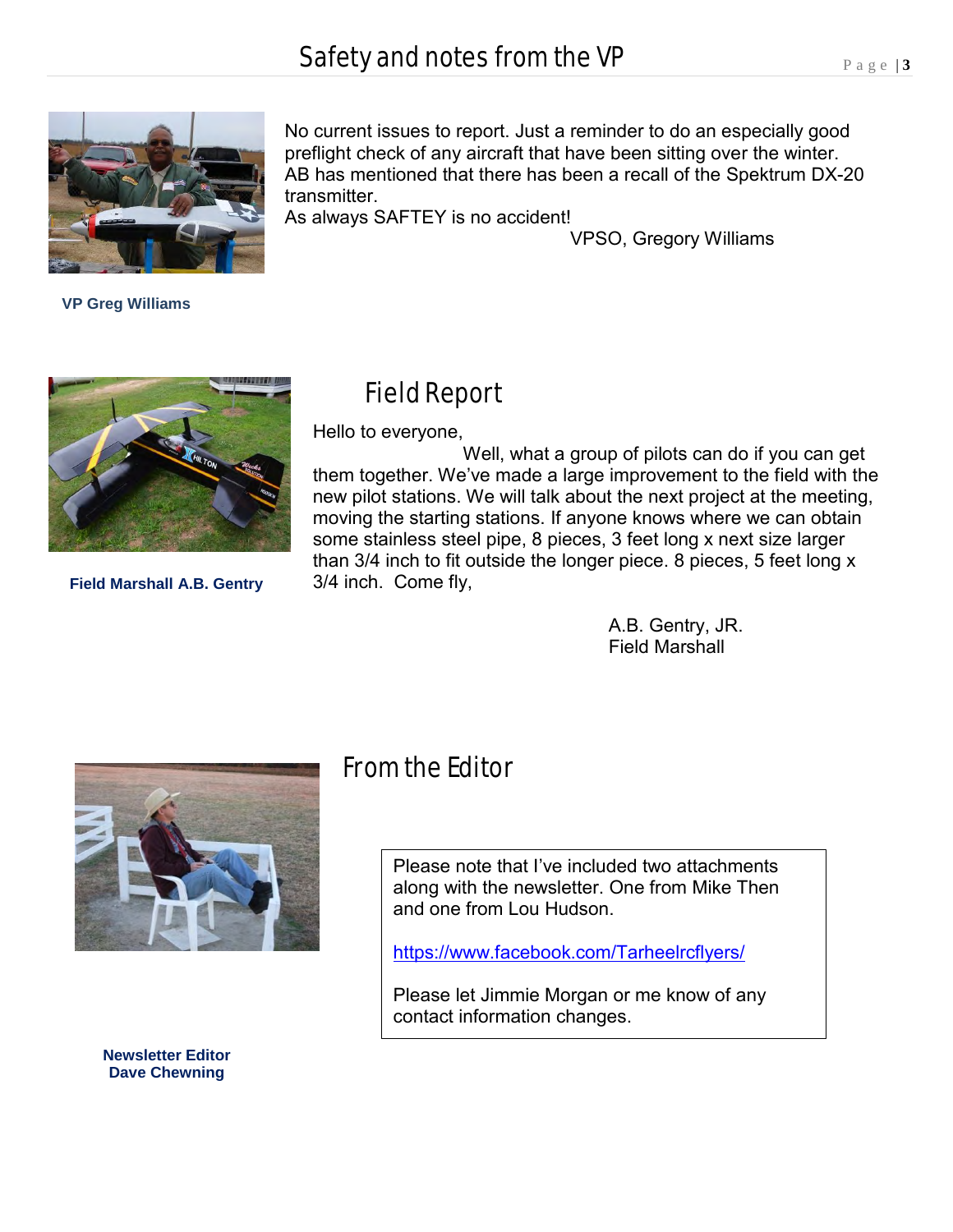# Safety and notes from the VP

No current issues to report. Just a reminder to do an especially good preflight check of any aircraft that have been sitting over the winter.
AB has mentioned that there has been a recall of the Spektrum DX-20 transmitter.
As always SAFTEY is no accident!

VPSO, Gregory Williams

**VP Greg Williams**

## Field Report

Hello to everyone,

Well, what a group of pilots can do if you can get them together. We've made a large improvement to the field with the new pilot stations. We will talk about the next project at the meeting, moving the starting stations. If anyone knows where we can obtain some stainless steel pipe, 8 pieces, 3 feet long x next size larger than 3/4 inch to fit outside the longer piece. 8 pieces, 5 feet long x 3/4 inch. Come fly,

A.B. Gentry, JR.
Field Marshall

**Field Marshall A.B. Gentry**

## From the Editor

Please note that I've included two attachments along with the newsletter. One from Mike Then and one from Lou Hudson.

https://www.facebook.com/Tarheelrcflyers/

Please let Jimmie Morgan or me know of any contact information changes.

**Newsletter Editor**
**Dave Chewning**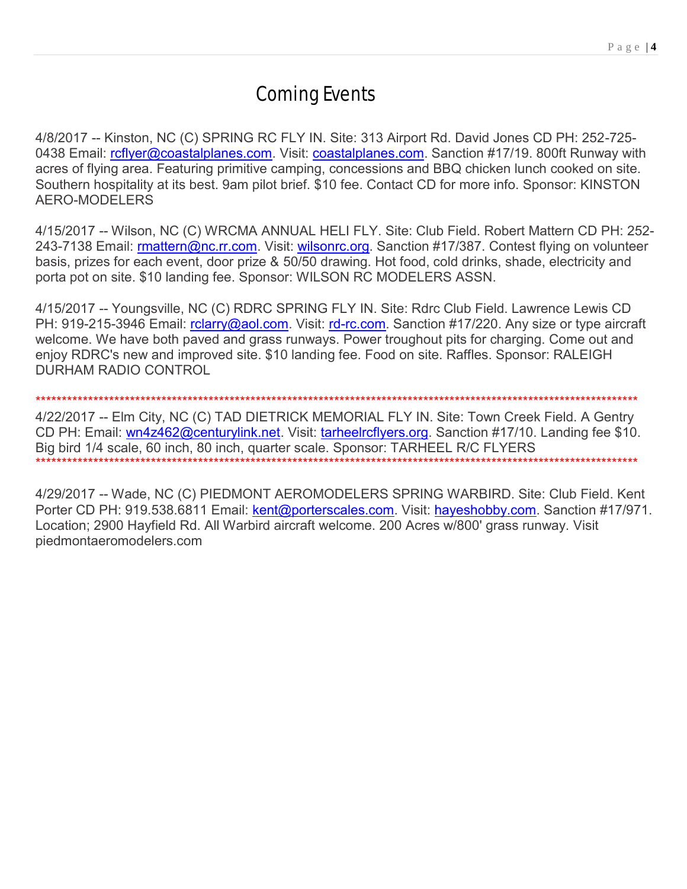# Coming Events

4/8/2017 -- Kinston, NC (C) SPRING RC FLY IN. Site: 313 Airport Rd. David Jones CD PH: 252-725-0438 Email: rcflyer@coastalplanes.com. Visit: coastalplanes.com. Sanction #17/19. 800ft Runway with acres of flying area. Featuring primitive camping, concessions and BBQ chicken lunch cooked on site. Southern hospitality at its best. 9am pilot brief. $10 fee. Contact CD for more info. Sponsor: KINSTON AERO-MODELERS

4/15/2017 -- Wilson, NC (C) WRCMA ANNUAL HELI FLY. Site: Club Field. Robert Mattern CD PH: 252-243-7138 Email: rmattern@nc.rr.com. Visit: wilsonrc.org. Sanction #17/387. Contest flying on volunteer basis, prizes for each event, door prize & 50/50 drawing. Hot food, cold drinks, shade, electricity and porta pot on site. $10 landing fee. Sponsor: WILSON RC MODELERS ASSN.

4/15/2017 -- Youngsville, NC (C) RDRC SPRING FLY IN. Site: Rdrc Club Field. Lawrence Lewis CD PH: 919-215-3946 Email: rclarry@aol.com. Visit: rd-rc.com. Sanction #17/220. Any size or type aircraft welcome. We have both paved and grass runways. Power troughout pits for charging. Come out and enjoy RDRC's new and improved site. $10 landing fee. Food on site. Raffles. Sponsor: RALEIGH DURHAM RADIO CONTROL

**************************************************************************************************************************

4/22/2017 -- Elm City, NC (C) TAD DIETRICK MEMORIAL FLY IN. Site: Town Creek Field. A Gentry CD PH: Email: wn4z462@centurylink.net. Visit: tarheelrcflyers.org. Sanction #17/10. Landing fee $10. Big bird 1/4 scale, 60 inch, 80 inch, quarter scale. Sponsor: TARHEEL R/C FLYERS

**************************************************************************************************************************

4/29/2017 -- Wade, NC (C) PIEDMONT AEROMODELERS SPRING WARBIRD. Site: Club Field. Kent Porter CD PH: 919.538.6811 Email: kent@porterscales.com. Visit: hayeshobby.com. Sanction #17/971. Location; 2900 Hayfield Rd. All Warbird aircraft welcome. 200 Acres w/800' grass runway. Visit piedmontaeromodelers.com